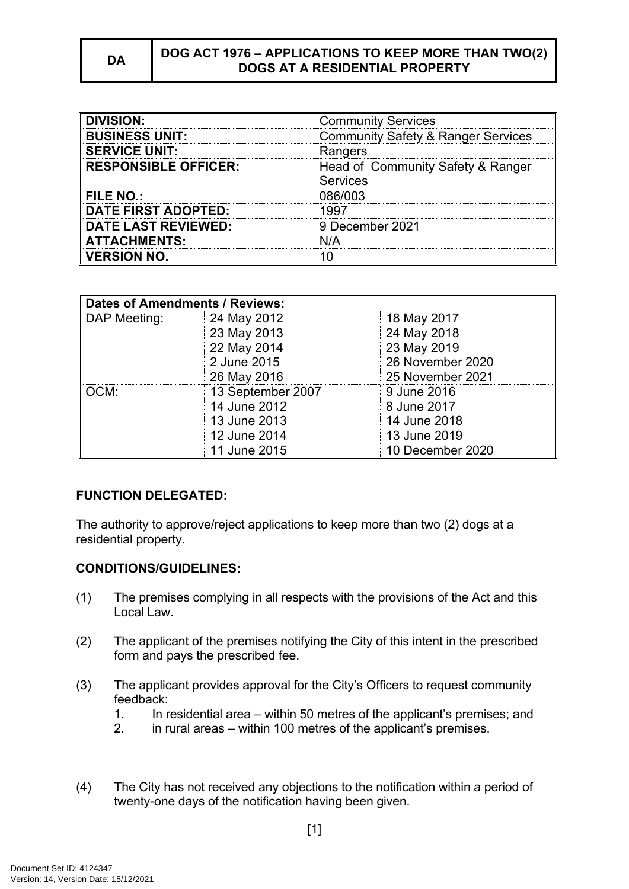| DA | DOG ACT 1976 – APPLICATIONS TO KEEP MORE THAN TWO(2) DOGS AT A RESIDENTIAL PROPERTY |
|---|---|

| | |
|---|---|
| **DIVISION:** | Community Services |
| **BUSINESS UNIT:** | Community Safety & Ranger Services |
| **SERVICE UNIT:** | Rangers |
| **RESPONSIBLE OFFICER:** | Head of Community Safety & Ranger Services |
| **FILE NO.:** | 086/003 |
| **DATE FIRST ADOPTED:** | 1997 |
| **DATE LAST REVIEWED:** | 9 December 2021 |
| **ATTACHMENTS:** | N/A |
| **VERSION NO.** | 10 |

| **Dates of Amendments / Reviews:** | | |
|---|---|---|
| DAP Meeting: | 24 May 2012<br>23 May 2013<br>22 May 2014<br>2 June 2015<br>26 May 2016 | 18 May 2017<br>24 May 2018<br>23 May 2019<br>26 November 2020<br>25 November 2021 |
| OCM: | 13 September 2007<br>14 June 2012<br>13 June 2013<br>12 June 2014<br>11 June 2015 | 9 June 2016<br>8 June 2017<br>14 June 2018<br>13 June 2019<br>10 December 2020 |

**FUNCTION DELEGATED:**

The authority to approve/reject applications to keep more than two (2) dogs at a residential property.

**CONDITIONS/GUIDELINES:**

(1) The premises complying in all respects with the provisions of the Act and this Local Law.

(2) The applicant of the premises notifying the City of this intent in the prescribed form and pays the prescribed fee.

(3) The applicant provides approval for the City's Officers to request community feedback:
   1. In residential area – within 50 metres of the applicant's premises; and
   2. in rural areas – within 100 metres of the applicant's premises.

(4) The City has not received any objections to the notification within a period of twenty-one days of the notification having been given.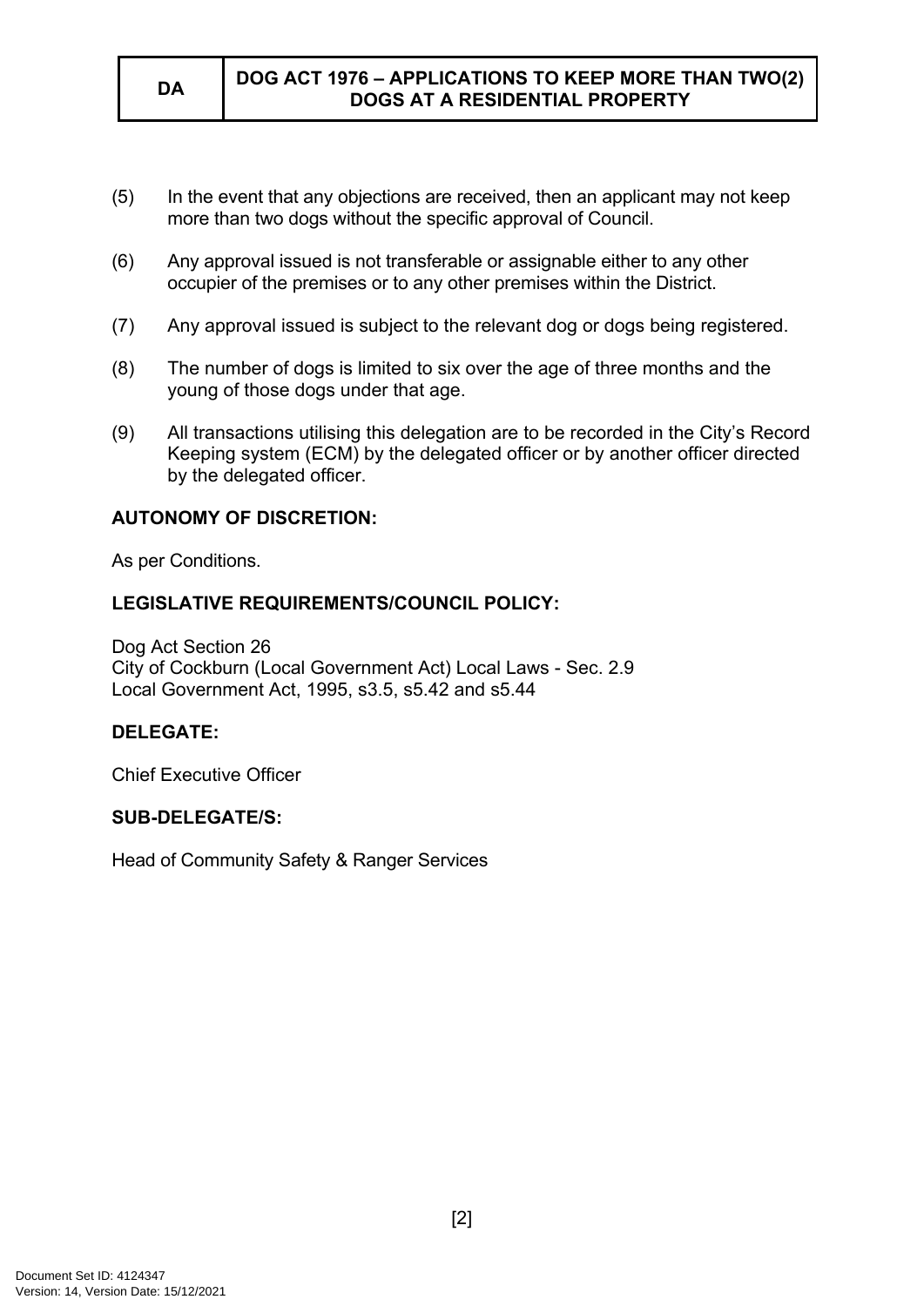(5) In the event that any objections are received, then an applicant may not keep more than two dogs without the specific approval of Council.

(6) Any approval issued is not transferable or assignable either to any other occupier of the premises or to any other premises within the District.

(7) Any approval issued is subject to the relevant dog or dogs being registered.

(8) The number of dogs is limited to six over the age of three months and the young of those dogs under that age.

(9) All transactions utilising this delegation are to be recorded in the City's Record Keeping system (ECM) by the delegated officer or by another officer directed by the delegated officer.

**AUTONOMY OF DISCRETION:**

As per Conditions.

**LEGISLATIVE REQUIREMENTS/COUNCIL POLICY:**

Dog Act Section 26
City of Cockburn (Local Government Act) Local Laws - Sec. 2.9
Local Government Act, 1995, s3.5, s5.42 and s5.44

**DELEGATE:**

Chief Executive Officer

**SUB-DELEGATE/S:**

Head of Community Safety & Ranger Services